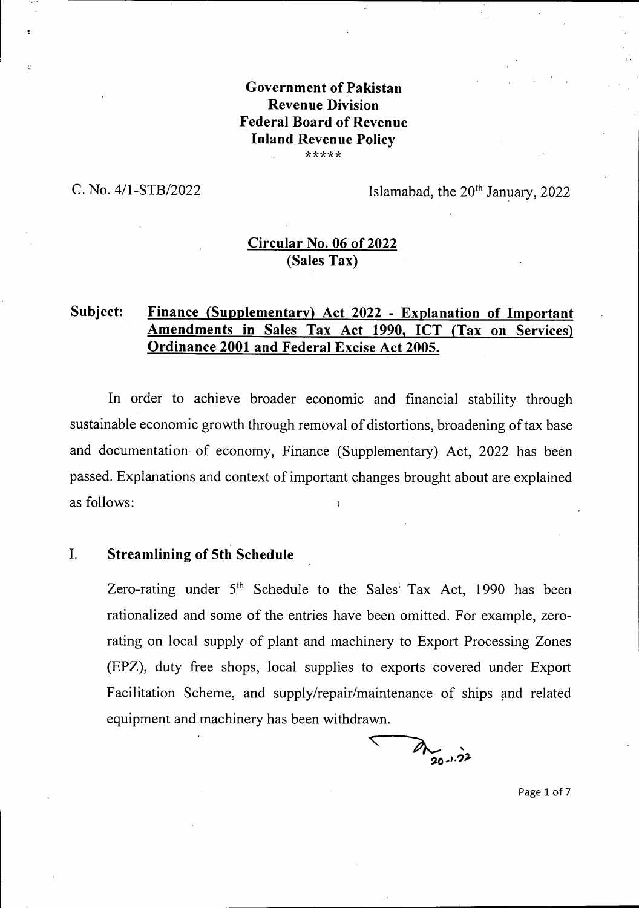**Government of Pakistan**
**Revenue Division**
**Federal Board of Revenue**
**Inland Revenue Policy**
\*\*\*\*\*

C. No. 4/1-STB/2022 Islamabad, the 20th January, 2022

## Circular No. 06 of 2022
## (Sales Tax)

**Subject: Finance (Supplementary) Act 2022 - Explanation of Important Amendments in Sales Tax Act 1990, ICT (Tax on Services) Ordinance 2001 and Federal Excise Act 2005.**

In order to achieve broader economic and financial stability through sustainable economic growth through removal of distortions, broadening of tax base and documentation of economy, Finance (Supplementary) Act, 2022 has been passed. Explanations and context of important changes brought about are explained as follows:

### I. Streamlining of 5th Schedule

Zero-rating under 5th Schedule to the Sales Tax Act, 1990 has been rationalized and some of the entries have been omitted. For example, zero-rating on local supply of plant and machinery to Export Processing Zones (EPZ), duty free shops, local supplies to exports covered under Export Facilitation Scheme, and supply/repair/maintenance of ships and related equipment and machinery has been withdrawn.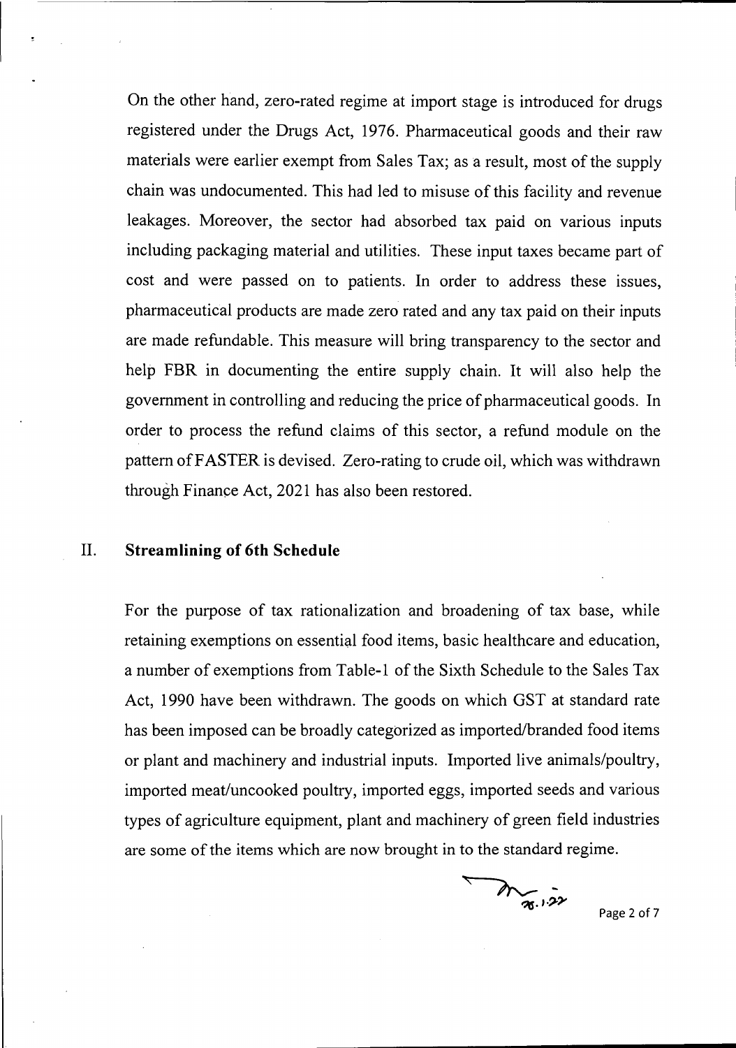On the other hand, zero-rated regime at import stage is introduced for drugs registered under the Drugs Act, 1976. Pharmaceutical goods and their raw materials were earlier exempt from Sales Tax; as a result, most of the supply chain was undocumented. This had led to misuse of this facility and revenue leakages. Moreover, the sector had absorbed tax paid on various inputs including packaging material and utilities. These input taxes became part of cost and were passed on to patients. In order to address these issues, pharmaceutical products are made zero rated and any tax paid on their inputs are made refundable. This measure will bring transparency to the sector and help FBR in documenting the entire supply chain. It will also help the government in controlling and reducing the price of pharmaceutical goods. In order to process the refund claims of this sector, a refund module on the pattern of FASTER is devised. Zero-rating to crude oil, which was withdrawn through Finance Act, 2021 has also been restored.

## II. Streamlining of 6th Schedule

For the purpose of tax rationalization and broadening of tax base, while retaining exemptions on essential food items, basic healthcare and education, a number of exemptions from Table-1 of the Sixth Schedule to the Sales Tax Act, 1990 have been withdrawn. The goods on which GST at standard rate has been imposed can be broadly categorized as imported/branded food items or plant and machinery and industrial inputs. Imported live animals/poultry, imported meat/uncooked poultry, imported eggs, imported seeds and various types of agriculture equipment, plant and machinery of green field industries are some of the items which are now brought in to the standard regime.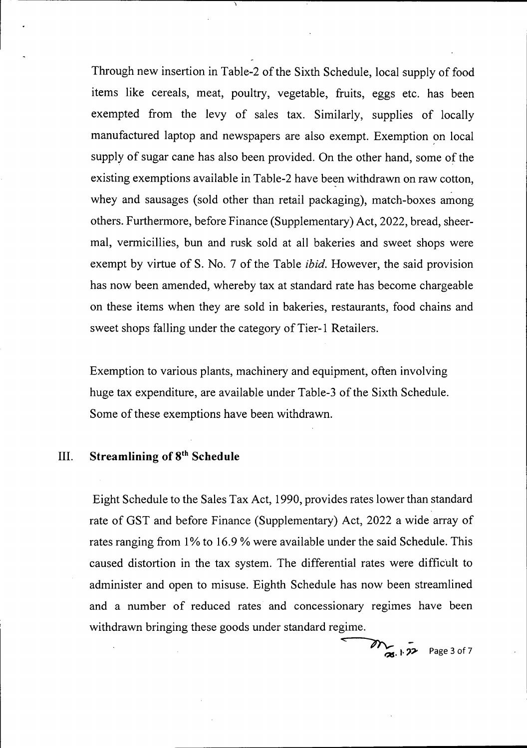Through new insertion in Table-2 of the Sixth Schedule, local supply of food items like cereals, meat, poultry, vegetable, fruits, eggs etc. has been exempted from the levy of sales tax. Similarly, supplies of locally manufactured laptop and newspapers are also exempt. Exemption on local supply of sugar cane has also been provided. On the other hand, some of the existing exemptions available in Table-2 have been withdrawn on raw cotton, whey and sausages (sold other than retail packaging), match-boxes among others. Furthermore, before Finance (Supplementary) Act, 2022, bread, sheer-mal, vermicillies, bun and rusk sold at all bakeries and sweet shops were exempt by virtue of S. No. 7 of the Table *ibid*. However, the said provision has now been amended, whereby tax at standard rate has become chargeable on these items when they are sold in bakeries, restaurants, food chains and sweet shops falling under the category of Tier-1 Retailers.

Exemption to various plants, machinery and equipment, often involving huge tax expenditure, are available under Table-3 of the Sixth Schedule. Some of these exemptions have been withdrawn.

## III. Streamlining of 8th Schedule

Eight Schedule to the Sales Tax Act, 1990, provides rates lower than standard rate of GST and before Finance (Supplementary) Act, 2022 a wide array of rates ranging from 1% to 16.9 % were available under the said Schedule. This caused distortion in the tax system. The differential rates were difficult to administer and open to misuse. Eighth Schedule has now been streamlined and a number of reduced rates and concessionary regimes have been withdrawn bringing these goods under standard regime.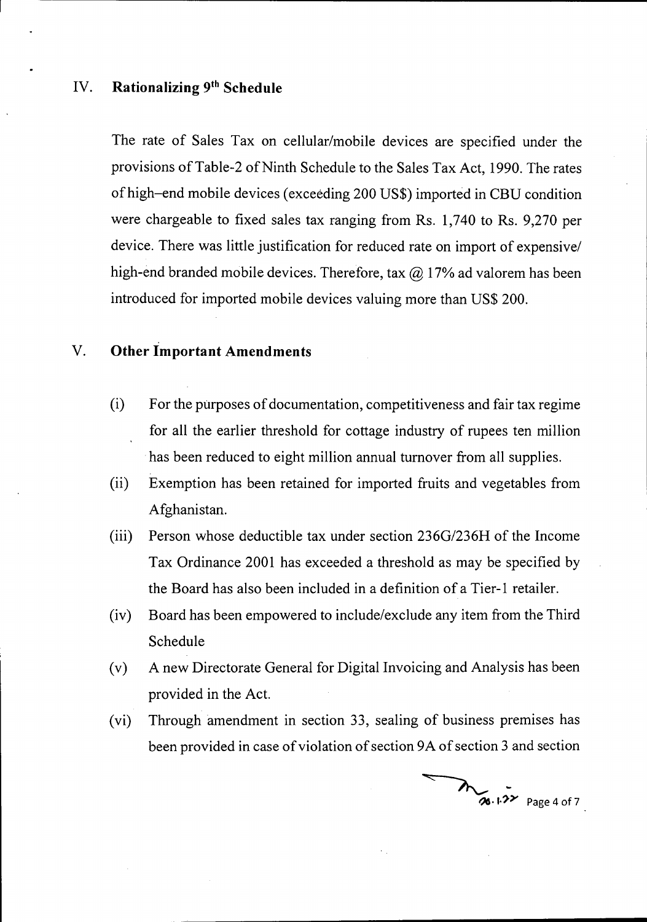## IV. Rationalizing 9th Schedule

The rate of Sales Tax on cellular/mobile devices are specified under the provisions of Table-2 of Ninth Schedule to the Sales Tax Act, 1990. The rates of high–end mobile devices (exceeding 200 US$) imported in CBU condition were chargeable to fixed sales tax ranging from Rs. 1,740 to Rs. 9,270 per device. There was little justification for reduced rate on import of expensive/ high-end branded mobile devices. Therefore, tax @ 17% ad valorem has been introduced for imported mobile devices valuing more than US$ 200.

## V. Other Important Amendments

(i) For the purposes of documentation, competitiveness and fair tax regime for all the earlier threshold for cottage industry of rupees ten million has been reduced to eight million annual turnover from all supplies.

(ii) Exemption has been retained for imported fruits and vegetables from Afghanistan.

(iii) Person whose deductible tax under section 236G/236H of the Income Tax Ordinance 2001 has exceeded a threshold as may be specified by the Board has also been included in a definition of a Tier-1 retailer.

(iv) Board has been empowered to include/exclude any item from the Third Schedule

(v) A new Directorate General for Digital Invoicing and Analysis has been provided in the Act.

(vi) Through amendment in section 33, sealing of business premises has been provided in case of violation of section 9A of section 3 and section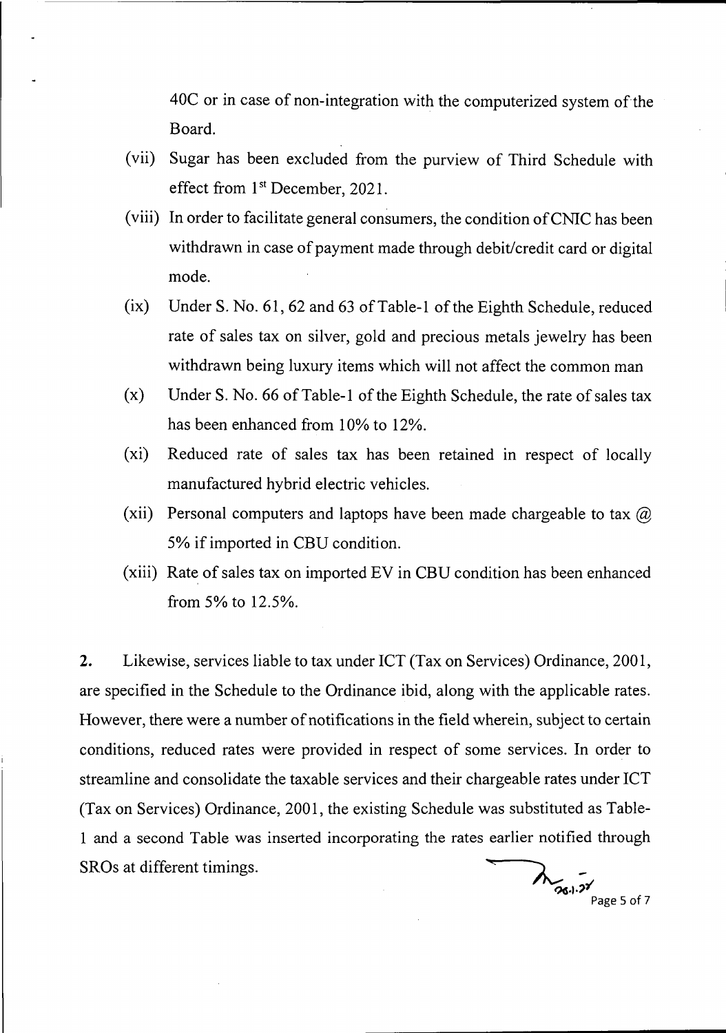40C or in case of non-integration with the computerized system of the Board.

(vii) Sugar has been excluded from the purview of Third Schedule with effect from 1st December, 2021.

(viii) In order to facilitate general consumers, the condition of CNIC has been withdrawn in case of payment made through debit/credit card or digital mode.

(ix) Under S. No. 61, 62 and 63 of Table-1 of the Eighth Schedule, reduced rate of sales tax on silver, gold and precious metals jewelry has been withdrawn being luxury items which will not affect the common man

(x) Under S. No. 66 of Table-1 of the Eighth Schedule, the rate of sales tax has been enhanced from 10% to 12%.

(xi) Reduced rate of sales tax has been retained in respect of locally manufactured hybrid electric vehicles.

(xii) Personal computers and laptops have been made chargeable to tax @ 5% if imported in CBU condition.

(xiii) Rate of sales tax on imported EV in CBU condition has been enhanced from 5% to 12.5%.

**2.** Likewise, services liable to tax under ICT (Tax on Services) Ordinance, 2001, are specified in the Schedule to the Ordinance ibid, along with the applicable rates. However, there were a number of notifications in the field wherein, subject to certain conditions, reduced rates were provided in respect of some services. In order to streamline and consolidate the taxable services and their chargeable rates under ICT (Tax on Services) Ordinance, 2001, the existing Schedule was substituted as Table-1 and a second Table was inserted incorporating the rates earlier notified through SROs at different timings.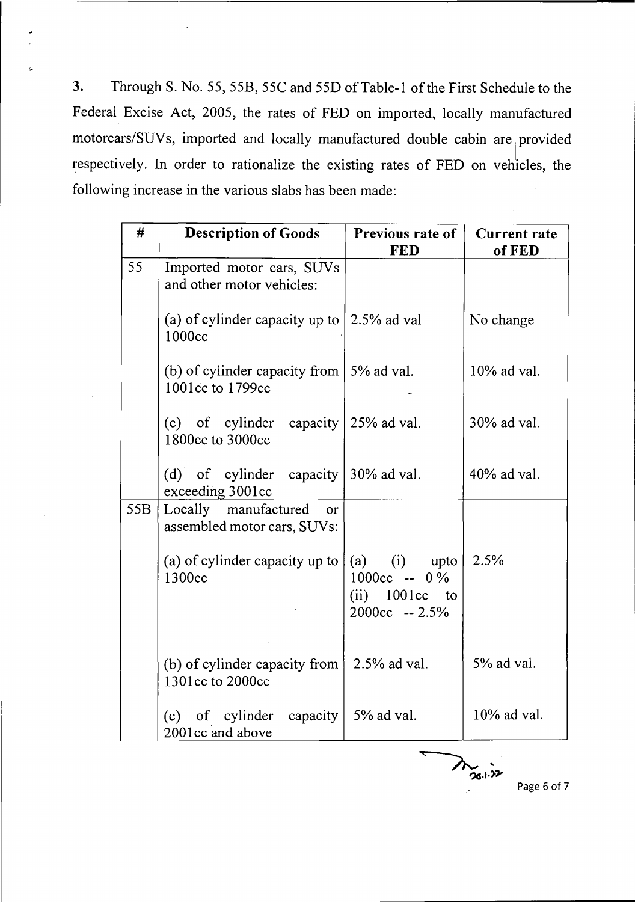**3.** Through S. No. 55, 55B, 55C and 55D of Table-1 of the First Schedule to the Federal Excise Act, 2005, the rates of FED on imported, locally manufactured motorcars/SUVs, imported and locally manufactured double cabin are provided respectively. In order to rationalize the existing rates of FED on vehicles, the following increase in the various slabs has been made:

| # | Description of Goods | Previous rate of FED | Current rate of FED |
|---|---|---|---|
| 55 | Imported motor cars, SUVs and other motor vehicles: | | |
| | (a) of cylinder capacity up to 1000cc | 2.5% ad val | No change |
| | (b) of cylinder capacity from 1001cc to 1799cc | 5% ad val. | 10% ad val. |
| | (c) of cylinder capacity 1800cc to 3000cc | 25% ad val. | 30% ad val. |
| | (d) of cylinder capacity exceeding 3001cc | 30% ad val. | 40% ad val. |
| 55B | Locally manufactured or assembled motor cars, SUVs: | | |
| | (a) of cylinder capacity up to 1300cc | (a) (i) upto 1000cc -- 0% (ii) 1001cc to 2000cc -- 2.5% | 2.5% |
| | (b) of cylinder capacity from 1301cc to 2000cc | 2.5% ad val. | 5% ad val. |
| | (c) of cylinder capacity 2001cc and above | 5% ad val. | 10% ad val. |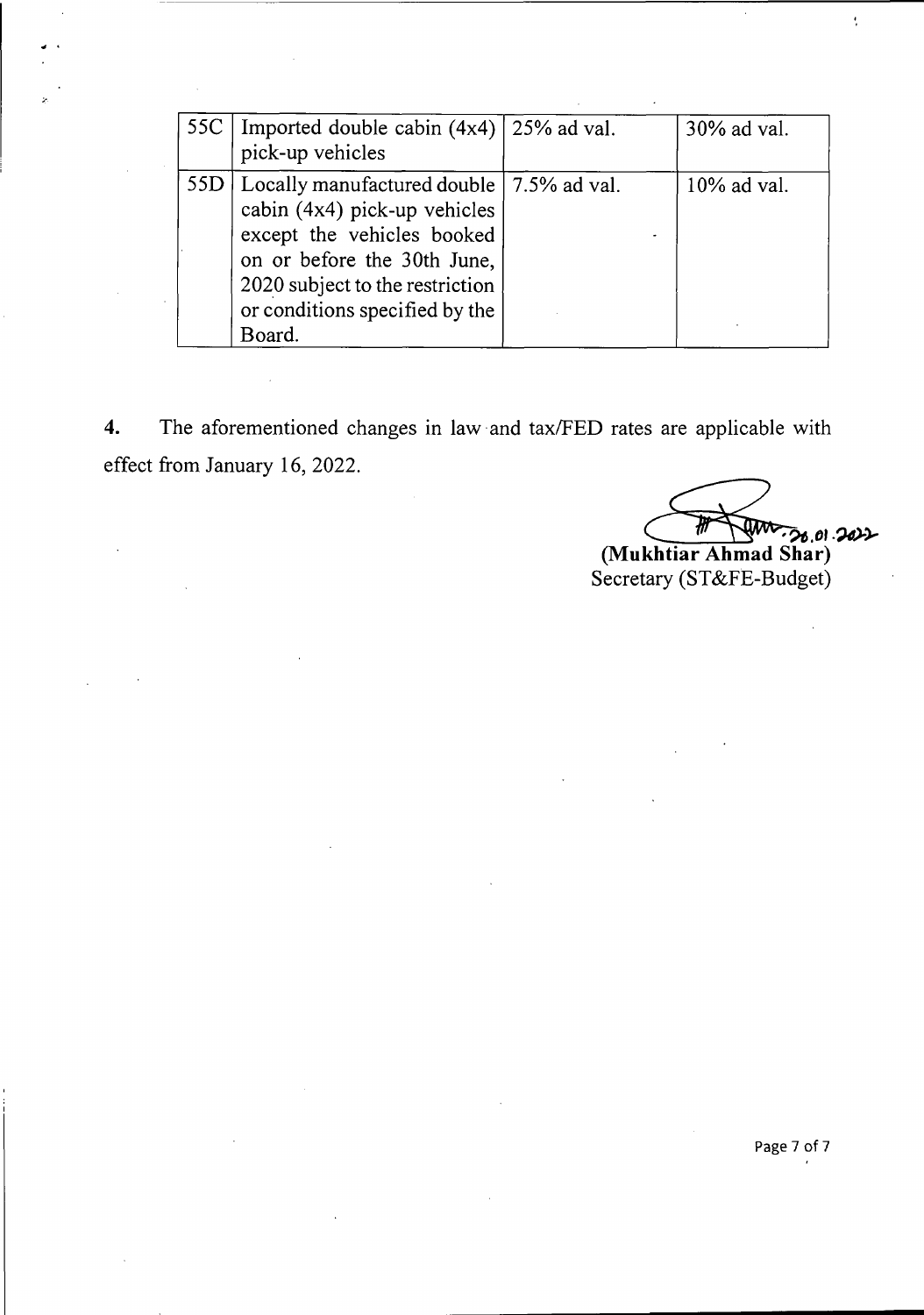| | | | |
|---|---|---|---|
| 55C | Imported double cabin (4x4) pick-up vehicles | 25% ad val. | 30% ad val. |
| 55D | Locally manufactured double cabin (4x4) pick-up vehicles except the vehicles booked on or before the 30th June, 2020 subject to the restriction or conditions specified by the Board. | 7.5% ad val. | 10% ad val. |

**4.** The aforementioned changes in law and tax/FED rates are applicable with effect from January 16, 2022.

20.01.2022

**(Mukhtiar Ahmad Shar)**
Secretary (ST&FE-Budget)